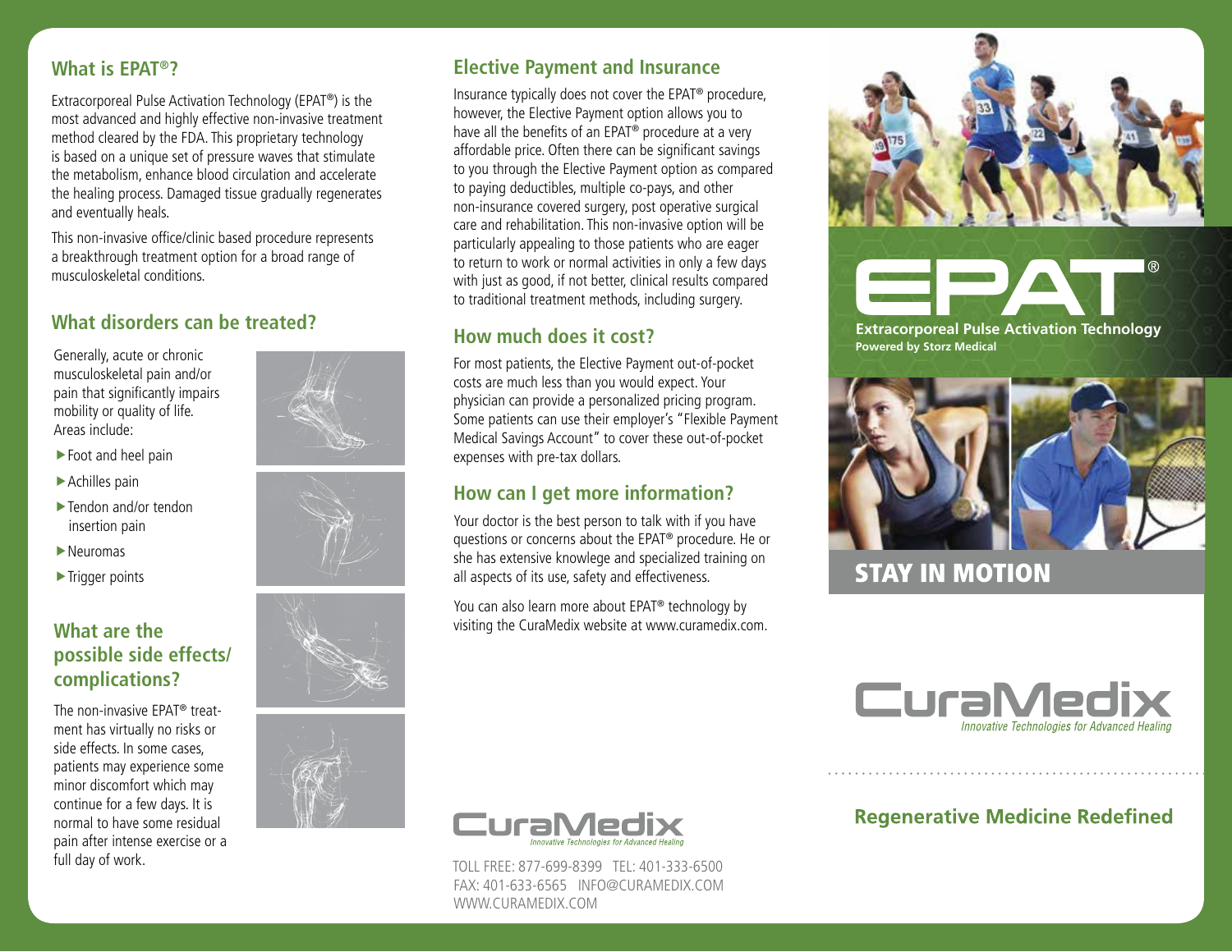## What is EPAT®?

Extracorporeal Pulse Activation Technology (EPAT®) is the most advanced and highly effective non-invasive treatment method cleared by the FDA. This proprietary technology is based on a unique set of pressure waves that stimulate the metabolism, enhance blood circulation and accelerate the healing process. Damaged tissue gradually regenerates and eventually heals.

This non-invasive office/clinic based procedure represents a breakthrough treatment option for a broad range of musculoskeletal conditions.

## What disorders can be treated?

Generally, acute or chronic musculoskeletal pain and/or pain that significantly impairs mobility or quality of life. Areas include:

- Foot and heel pain
- Achilles pain
- Tendon and/or tendon insertion pain
- Neuromas
- Trigger points

## What are the possible side effects/ complications?

The non-invasive EPAT® treatment has virtually no risks or side effects. In some cases, patients may experience some minor discomfort which may continue for a few days. It is normal to have some residual pain after intense exercise or a full day of work.

## Elective Payment and Insurance

Insurance typically does not cover the EPAT® procedure, however, the Elective Payment option allows you to have all the benefits of an EPAT® procedure at a very affordable price. Often there can be significant savings to you through the Elective Payment option as compared to paying deductibles, multiple co-pays, and other non-insurance covered surgery, post operative surgical care and rehabilitation. This non-invasive option will be particularly appealing to those patients who are eager to return to work or normal activities in only a few days with just as good, if not better, clinical results compared to traditional treatment methods, including surgery.

## How much does it cost?

For most patients, the Elective Payment out-of-pocket costs are much less than you would expect. Your physician can provide a personalized pricing program. Some patients can use their employer's "Flexible Payment Medical Savings Account" to cover these out-of-pocket expenses with pre-tax dollars.

## How can I get more information?

Your doctor is the best person to talk with if you have questions or concerns about the EPAT® procedure. He or she has extensive knowlege and specialized training on all aspects of its use, safety and effectiveness.

You can also learn more about EPAT® technology by visiting the CuraMedix website at www.curamedix.com.

CuraMedix
*Innovative Technologies for Advanced Healing*

TOLL FREE: 877-699-8399 TEL: 401-333-6500
FAX: 401-633-6565 INFO@CURAMEDIX.COM
WWW.CURAMEDIX.COM

# EPAT®

**Extracorporeal Pulse Activation Technology**
**Powered by Storz Medical**

## STAY IN MOTION

CuraMedix
*Innovative Technologies for Advanced Healing*

**Regenerative Medicine Redefined**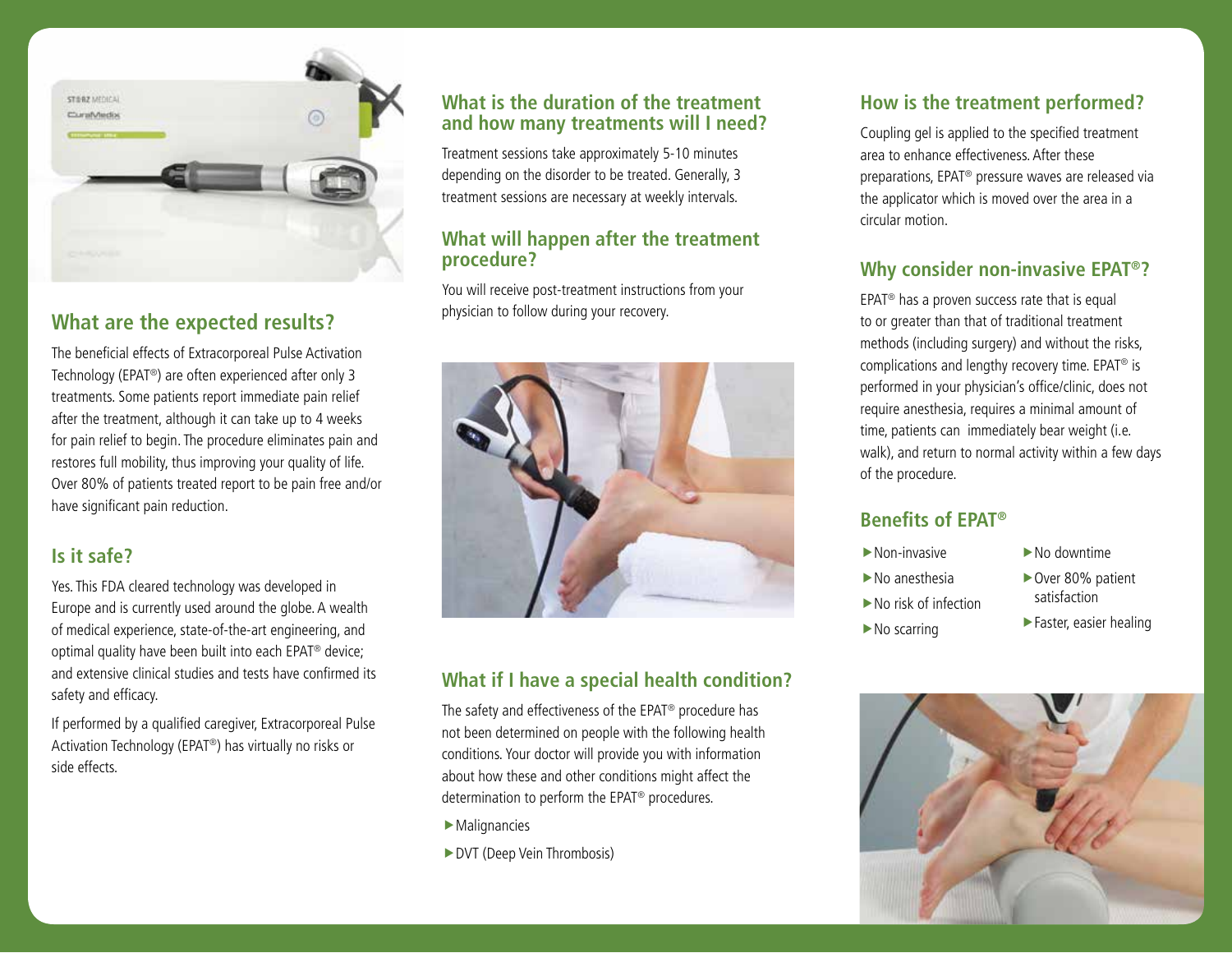## What are the expected results?

The beneficial effects of Extracorporeal Pulse Activation Technology (EPAT®) are often experienced after only 3 treatments. Some patients report immediate pain relief after the treatment, although it can take up to 4 weeks for pain relief to begin. The procedure eliminates pain and restores full mobility, thus improving your quality of life. Over 80% of patients treated report to be pain free and/or have significant pain reduction.

## Is it safe?

Yes. This FDA cleared technology was developed in Europe and is currently used around the globe. A wealth of medical experience, state-of-the-art engineering, and optimal quality have been built into each EPAT® device; and extensive clinical studies and tests have confirmed its safety and efficacy.

If performed by a qualified caregiver, Extracorporeal Pulse Activation Technology (EPAT®) has virtually no risks or side effects.

## What is the duration of the treatment and how many treatments will I need?

Treatment sessions take approximately 5-10 minutes depending on the disorder to be treated. Generally, 3 treatment sessions are necessary at weekly intervals.

## What will happen after the treatment procedure?

You will receive post-treatment instructions from your physician to follow during your recovery.

## What if I have a special health condition?

The safety and effectiveness of the EPAT® procedure has not been determined on people with the following health conditions. Your doctor will provide you with information about how these and other conditions might affect the determination to perform the EPAT® procedures.

- Malignancies
- DVT (Deep Vein Thrombosis)

## How is the treatment performed?

Coupling gel is applied to the specified treatment area to enhance effectiveness. After these preparations, EPAT® pressure waves are released via the applicator which is moved over the area in a circular motion.

## Why consider non-invasive EPAT®?

EPAT® has a proven success rate that is equal to or greater than that of traditional treatment methods (including surgery) and without the risks, complications and lengthy recovery time. EPAT® is performed in your physician's office/clinic, does not require anesthesia, requires a minimal amount of time, patients can immediately bear weight (i.e. walk), and return to normal activity within a few days of the procedure.

## Benefits of EPAT®

- Non-invasive
- No anesthesia
- No risk of infection
- No scarring
- No downtime
- Over 80% patient satisfaction
- Faster, easier healing